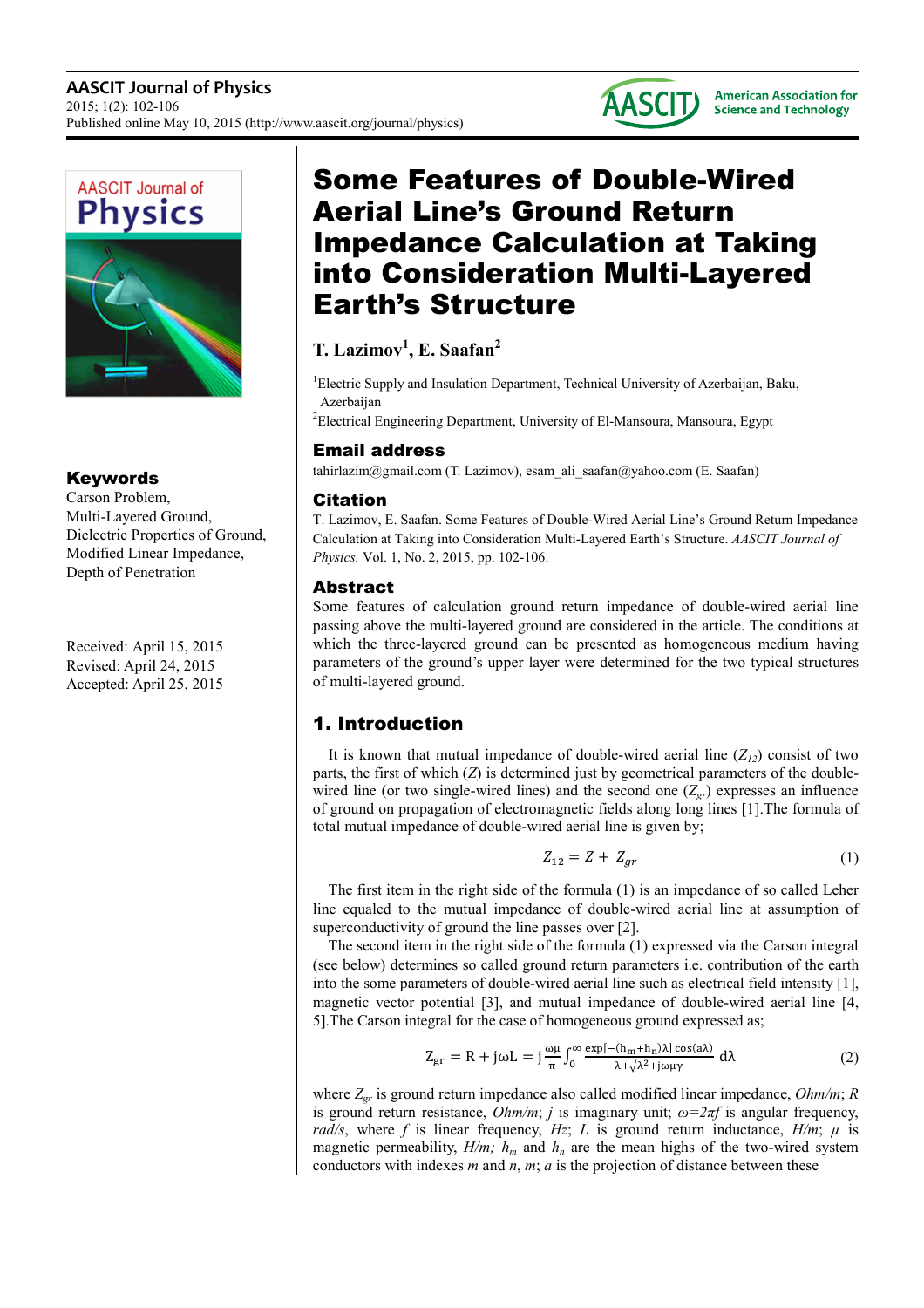# Some Features of Double-Wired Aerial Line's Ground Return Impedance Calculation at Taking into Consideration Multi-Layered Earth's Structure

**T. Lazimov[1], E. Saafan[2]**

[1]Electric Supply and Insulation Department, Technical University of Azerbaijan, Baku, Azerbaijan

[2]Electrical Engineering Department, University of El-Mansoura, Mansoura, Egypt

## Email address

tahirlazim@gmail.com (T. Lazimov), esam_ali_saafan@yahoo.com (E. Saafan)

## Citation

T. Lazimov, E. Saafan. Some Features of Double-Wired Aerial Line's Ground Return Impedance Calculation at Taking into Consideration Multi-Layered Earth's Structure. *AASCIT Journal of Physics.* Vol. 1, No. 2, 2015, pp. 102-106.

## Keywords

Carson Problem,
Multi-Layered Ground,
Dielectric Properties of Ground,
Modified Linear Impedance,
Depth of Penetration

Received: April 15, 2015
Revised: April 24, 2015
Accepted: April 25, 2015

## Abstract

Some features of calculation ground return impedance of double-wired aerial line passing above the multi-layered ground are considered in the article. The conditions at which the three-layered ground can be presented as homogeneous medium having parameters of the ground's upper layer were determined for the two typical structures of multi-layered ground.

## 1. Introduction

It is known that mutual impedance of double-wired aerial line ($Z_{12}$) consist of two parts, the first of which ($Z$) is determined just by geometrical parameters of the double-wired line (or two single-wired lines) and the second one ($Z_{gr}$) expresses an influence of ground on propagation of electromagnetic fields along long lines [1].The formula of total mutual impedance of double-wired aerial line is given by;

$$Z_{12} = Z + Z_{gr} \tag{1}$$

The first item in the right side of the formula (1) is an impedance of so called Leher line equaled to the mutual impedance of double-wired aerial line at assumption of superconductivity of ground the line passes over [2].

The second item in the right side of the formula (1) expressed via the Carson integral (see below) determines so called ground return parameters i.e. contribution of the earth into the some parameters of double-wired aerial line such as electrical field intensity [1], magnetic vector potential [3], and mutual impedance of double-wired aerial line [4, 5].The Carson integral for the case of homogeneous ground expressed as;

$$Z_{gr} = R + j\omega L = j\frac{\omega\mu}{\pi}\int_0^{\infty}\frac{\exp[-(h_m+h_n)\lambda]\cos(a\lambda)}{\lambda+\sqrt{\lambda^2+j\omega\mu\gamma}}\,d\lambda \tag{2}$$

where $Z_{gr}$ is ground return impedance also called modified linear impedance, *Ohm/m*; $R$ is ground return resistance, *Ohm/m*; $j$ is imaginary unit; $\omega=2\pi f$ is angular frequency, *rad/s*, where $f$ is linear frequency, *Hz*; $L$ is ground return inductance, *H/m*; $\mu$ is magnetic permeability, *H/m;* $h_m$ and $h_n$ are the mean highs of the two-wired system conductors with indexes $m$ and $n$, $m$; $a$ is the projection of distance between these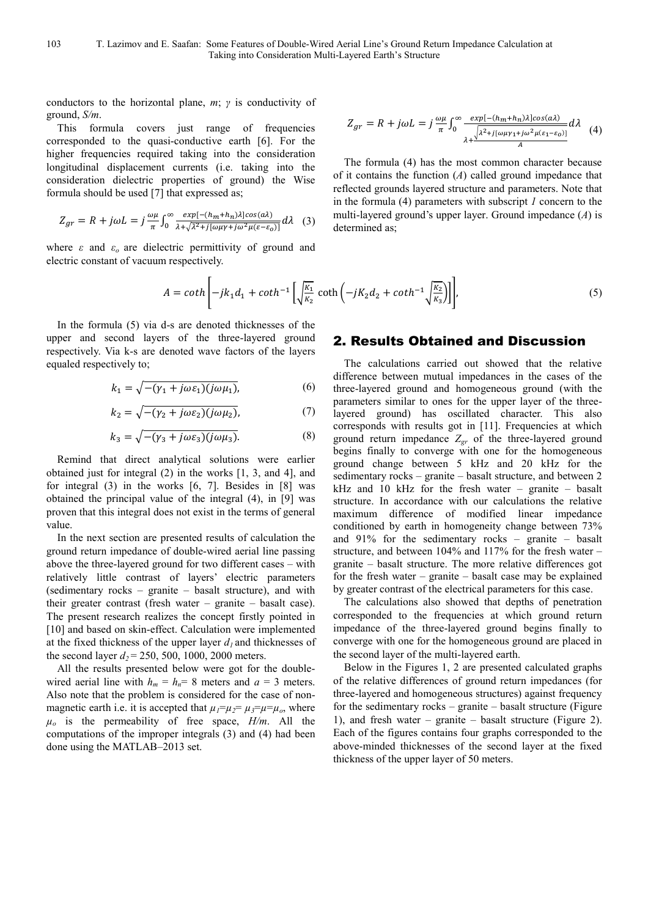conductors to the horizontal plane, *m*; $\gamma$ is conductivity of ground, *S/m*.

This formula covers just range of frequencies corresponded to the quasi-conductive earth [6]. For the higher frequencies required taking into the consideration longitudinal displacement currents (i.e. taking into the consideration dielectric properties of ground) the Wise formula should be used [7] that expressed as;

$$Z_{gr} = R + j\omega L = j\frac{\omega\mu}{\pi}\int_0^{\infty}\frac{exp[-(h_m+h_n)\lambda]cos(a\lambda)}{\lambda+\sqrt{\lambda^2+j[\omega\mu\gamma+j\omega^2\mu(\varepsilon-\varepsilon_o)]}}d\lambda \quad (3)$$

where $\varepsilon$ and $\varepsilon_o$ are dielectric permittivity of ground and electric constant of vacuum respectively.

$$Z_{gr} = R + j\omega L = j\frac{\omega\mu}{\pi}\int_0^{\infty}\frac{exp[-(h_m+h_n)\lambda]cos(a\lambda)}{\lambda+\frac{\sqrt{\lambda^2+j[\omega\mu\gamma_1+j\omega^2\mu(\varepsilon_1-\varepsilon_o)]}}{A}}d\lambda \quad (4)$$

The formula (4) has the most common character because of it contains the function ($A$) called ground impedance that reflected grounds layered structure and parameters. Note that in the formula (4) parameters with subscript *1* concern to the multi-layered ground's upper layer. Ground impedance ($A$) is determined as;

$$A = coth\left[-jk_1d_1 + coth^{-1}\left[\sqrt{\frac{K_1}{K_2}}\coth\left(-jK_2d_2 + coth^{-1}\sqrt{\frac{K_2}{K_3}}\right)\right]\right], \quad (5)$$

In the formula (5) via d-s are denoted thicknesses of the upper and second layers of the three-layered ground respectively. Via k-s are denoted wave factors of the layers equaled respectively to;

$$k_1 = \sqrt{-(\gamma_1 + j\omega\varepsilon_1)(j\omega\mu_1)}, \quad (6)$$

$$k_2 = \sqrt{-(\gamma_2 + j\omega\varepsilon_2)(j\omega\mu_2)}, \quad (7)$$

$$k_3 = \sqrt{-(\gamma_3 + j\omega\varepsilon_3)(j\omega\mu_3)}. \quad (8)$$

Remind that direct analytical solutions were earlier obtained just for integral (2) in the works [1, 3, and 4], and for integral (3) in the works [6, 7]. Besides in [8] was obtained the principal value of the integral (4), in [9] was proven that this integral does not exist in the terms of general value.

In the next section are presented results of calculation the ground return impedance of double-wired aerial line passing above the three-layered ground for two different cases – with relatively little contrast of layers' electric parameters (sedimentary rocks – granite – basalt structure), and with their greater contrast (fresh water – granite – basalt case). The present research realizes the concept firstly pointed in [10] and based on skin-effect. Calculation were implemented at the fixed thickness of the upper layer $d_1$ and thicknesses of the second layer $d_2$ = 250, 500, 1000, 2000 meters.

All the results presented below were got for the double-wired aerial line with $h_m = h_n$= 8 meters and $a$ = 3 meters. Also note that the problem is considered for the case of non-magnetic earth i.e. it is accepted that $\mu_1$=$\mu_2$= $\mu_3$=$\mu$=$\mu_o$, where $\mu_o$ is the permeability of free space, *H/m*. All the computations of the improper integrals (3) and (4) had been done using the MATLAB–2013 set.

## 2. Results Obtained and Discussion

The calculations carried out showed that the relative difference between mutual impedances in the cases of the three-layered ground and homogeneous ground (with the parameters similar to ones for the upper layer of the three-layered ground) has oscillated character. This also corresponds with results got in [11]. Frequencies at which ground return impedance $Z_{gr}$ of the three-layered ground begins finally to converge with one for the homogeneous ground change between 5 kHz and 20 kHz for the sedimentary rocks – granite – basalt structure, and between 2 kHz and 10 kHz for the fresh water – granite – basalt structure. In accordance with our calculations the relative maximum difference of modified linear impedance conditioned by earth in homogeneity change between 73% and 91% for the sedimentary rocks – granite – basalt structure, and between 104% and 117% for the fresh water – granite – basalt structure. The more relative differences got for the fresh water – granite – basalt case may be explained by greater contrast of the electrical parameters for this case.

The calculations also showed that depths of penetration corresponded to the frequencies at which ground return impedance of the three-layered ground begins finally to converge with one for the homogeneous ground are placed in the second layer of the multi-layered earth.

Below in the Figures 1, 2 are presented calculated graphs of the relative differences of ground return impedances (for three-layered and homogeneous structures) against frequency for the sedimentary rocks – granite – basalt structure (Figure 1), and fresh water – granite – basalt structure (Figure 2). Each of the figures contains four graphs corresponded to the above-minded thicknesses of the second layer at the fixed thickness of the upper layer of 50 meters.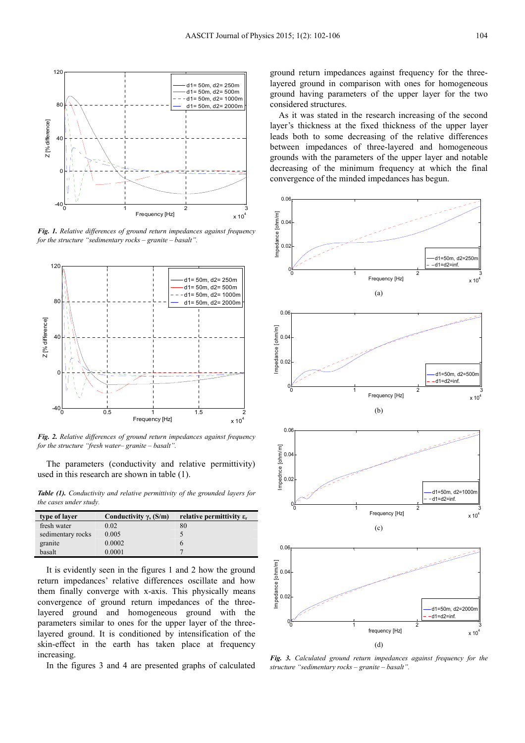*Fig. 1. Relative differences of ground return impedances against frequency for the structure "sedimentary rocks – granite – basalt".*

*Fig. 2. Relative differences of ground return impedances against frequency for the structure "fresh water– granite – basalt".*

The parameters (conductivity and relative permittivity) used in this research are shown in table (1).

***Table (1).*** *Conductivity and relative permittivity of the grounded layers for the cases under study.*

| type of layer | Conductivity $\gamma$, (S/m) | relative permittivity $\varepsilon_r$ |
|---|---|---|
| fresh water | 0.02 | 80 |
| sedimentary rocks | 0.005 | 5 |
| granite | 0.0002 | 6 |
| basalt | 0.0001 | 7 |

It is evidently seen in the figures 1 and 2 how the ground return impedances' relative differences oscillate and how them finally converge with x-axis. This physically means convergence of ground return impedances of the three-layered ground and homogeneous ground with the parameters similar to ones for the upper layer of the three-layered ground. It is conditioned by intensification of the skin-effect in the earth has taken place at frequency increasing.

In the figures 3 and 4 are presented graphs of calculated ground return impedances against frequency for the three-layered ground in comparison with ones for homogeneous ground having parameters of the upper layer for the two considered structures.

As it was stated in the research increasing of the second layer's thickness at the fixed thickness of the upper layer leads both to some decreasing of the relative differences between impedances of three-layered and homogeneous grounds with the parameters of the upper layer and notable decreasing of the minimum frequency at which the final convergence of the minded impedances has begun.

*Fig. 3. Calculated ground return impedances against frequency for the structure "sedimentary rocks – granite – basalt".*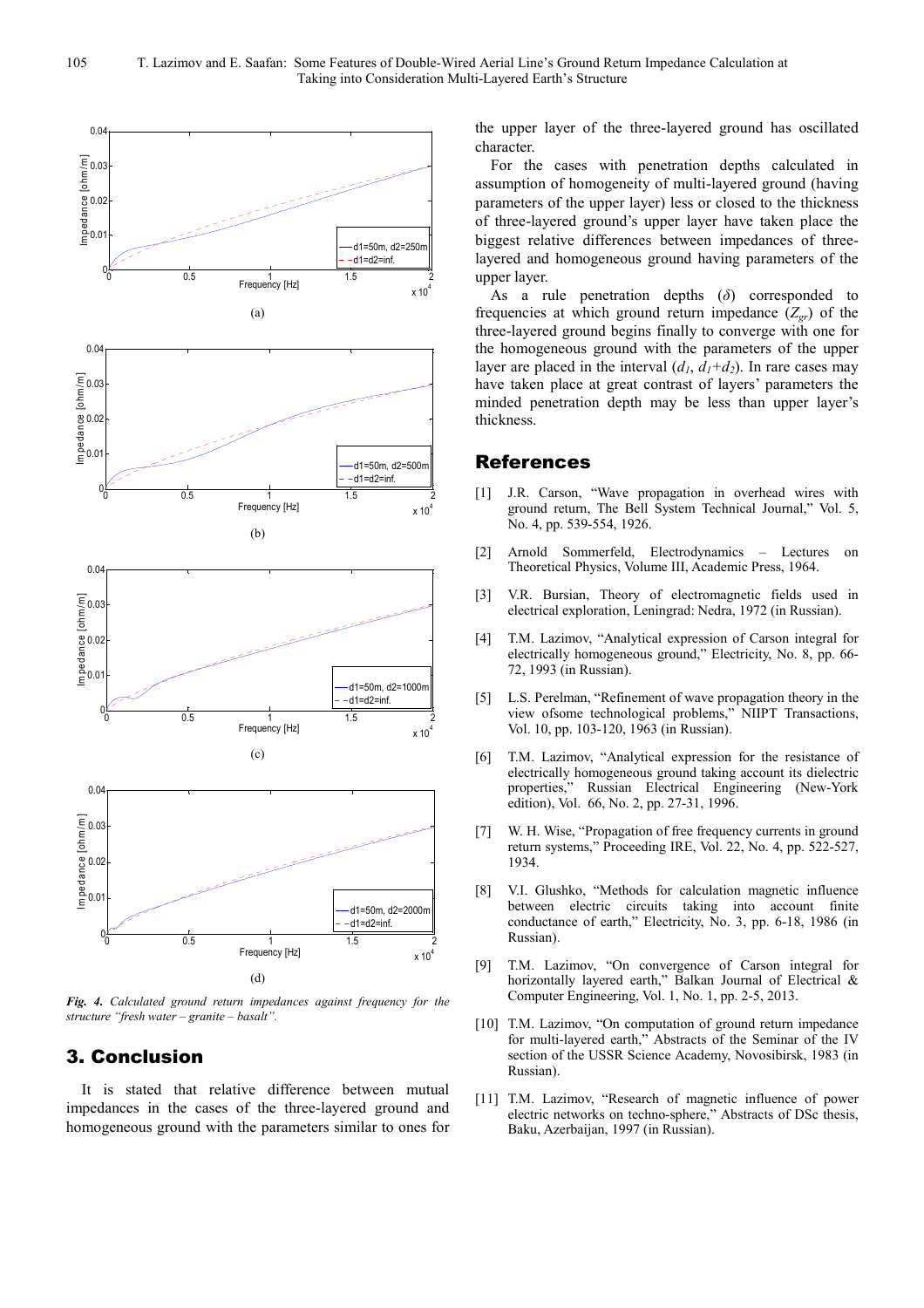(a)

(b)

(c)

(d)

***Fig. 4.*** *Calculated ground return impedances against frequency for the structure "fresh water – granite – basalt".*

## 3. Conclusion

It is stated that relative difference between mutual impedances in the cases of the three-layered ground and homogeneous ground with the parameters similar to ones for the upper layer of the three-layered ground has oscillated character.

For the cases with penetration depths calculated in assumption of homogeneity of multi-layered ground (having parameters of the upper layer) less or closed to the thickness of three-layered ground's upper layer have taken place the biggest relative differences between impedances of three-layered and homogeneous ground having parameters of the upper layer.

As a rule penetration depths ($\delta$) corresponded to frequencies at which ground return impedance ($Z_{gr}$) of the three-layered ground begins finally to converge with one for the homogeneous ground with the parameters of the upper layer are placed in the interval ($d_1$, $d_1+d_2$). In rare cases may have taken place at great contrast of layers' parameters the minded penetration depth may be less than upper layer's thickness.

## References

[1] J.R. Carson, "Wave propagation in overhead wires with ground return, The Bell System Technical Journal," Vol. 5, No. 4, pp. 539-554, 1926.

[2] Arnold Sommerfeld, Electrodynamics – Lectures on Theoretical Physics, Volume III, Academic Press, 1964.

[3] V.R. Bursian, Theory of electromagnetic fields used in electrical exploration, Leningrad: Nedra, 1972 (in Russian).

[4] T.M. Lazimov, "Analytical expression of Carson integral for electrically homogeneous ground," Electricity, No. 8, pp. 66-72, 1993 (in Russian).

[5] L.S. Perelman, "Refinement of wave propagation theory in the view ofsome technological problems," NIIPT Transactions, Vol. 10, pp. 103-120, 1963 (in Russian).

[6] T.M. Lazimov, "Analytical expression for the resistance of electrically homogeneous ground taking account its dielectric properties," Russian Electrical Engineering (New-York edition), Vol. 66, No. 2, pp. 27-31, 1996.

[7] W. H. Wise, "Propagation of free frequency currents in ground return systems," Proceeding IRE, Vol. 22, No. 4, pp. 522-527, 1934.

[8] V.I. Glushko, "Methods for calculation magnetic influence between electric circuits taking into account finite conductance of earth," Electricity, No. 3, pp. 6-18, 1986 (in Russian).

[9] T.M. Lazimov, "On convergence of Carson integral for horizontally layered earth," Balkan Journal of Electrical & Computer Engineering, Vol. 1, No. 1, pp. 2-5, 2013.

[10] T.M. Lazimov, "On computation of ground return impedance for multi-layered earth," Abstracts of the Seminar of the IV section of the USSR Science Academy, Novosibirsk, 1983 (in Russian).

[11] T.M. Lazimov, "Research of magnetic influence of power electric networks on techno-sphere," Abstracts of DSc thesis, Baku, Azerbaijan, 1997 (in Russian).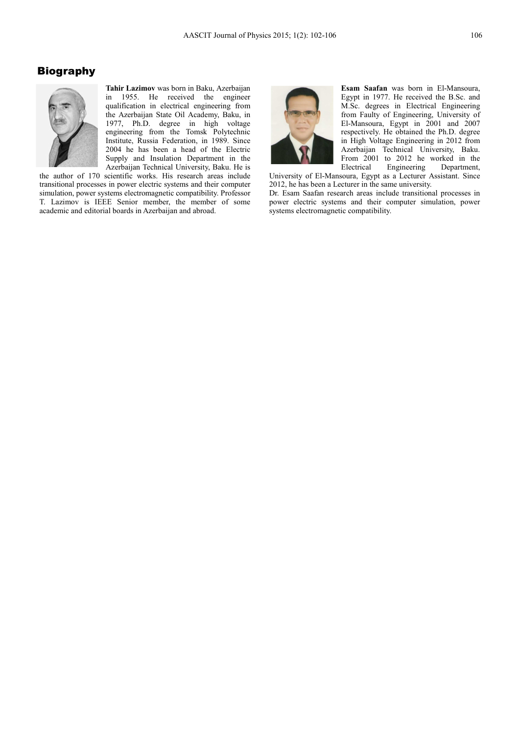## Biography

**Tahir Lazimov** was born in Baku, Azerbaijan in 1955. He received the engineer qualification in electrical engineering from the Azerbaijan State Oil Academy, Baku, in 1977, Ph.D. degree in high voltage engineering from the Tomsk Polytechnic Institute, Russia Federation, in 1989. Since 2004 he has been a head of the Electric Supply and Insulation Department in the Azerbaijan Technical University, Baku. He is the author of 170 scientific works. His research areas include transitional processes in power electric systems and their computer simulation, power systems electromagnetic compatibility. Professor T. Lazimov is IEEE Senior member, the member of some academic and editorial boards in Azerbaijan and abroad.

**Esam Saafan** was born in El-Mansoura, Egypt in 1977. He received the B.Sc. and M.Sc. degrees in Electrical Engineering from Faulty of Engineering, University of El-Mansoura, Egypt in 2001 and 2007 respectively. He obtained the Ph.D. degree in High Voltage Engineering in 2012 from Azerbaijan Technical University, Baku. From 2001 to 2012 he worked in the Electrical Engineering Department, University of El-Mansoura, Egypt as a Lecturer Assistant. Since 2012, he has been a Lecturer in the same university.

Dr. Esam Saafan research areas include transitional processes in power electric systems and their computer simulation, power systems electromagnetic compatibility.